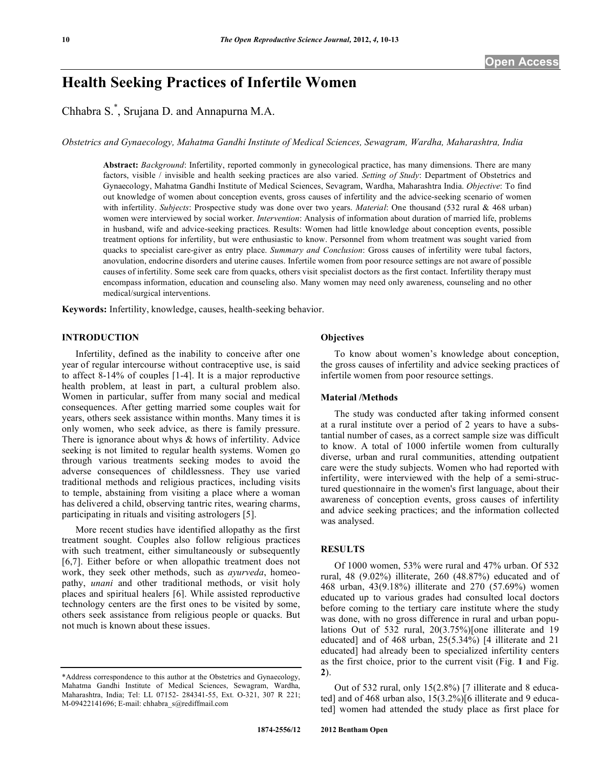# Health Seeking Practices of Infertile Women

Chhabra S.*, Srujana D. and Annapurna M.A.

*Obstetrics and Gynaecology, Mahatma Gandhi Institute of Medical Sciences, Sewagram, Wardha, Maharashtra, India*

**Abstract:** *Background*: Infertility, reported commonly in gynecological practice, has many dimensions. There are many factors, visible / invisible and health seeking practices are also varied. *Setting of Study*: Department of Obstetrics and Gynaecology, Mahatma Gandhi Institute of Medical Sciences, Sevagram, Wardha, Maharashtra India. *Objective*: To find out knowledge of women about conception events, gross causes of infertility and the advice-seeking scenario of women with infertility. *Subjects*: Prospective study was done over two years. *Material*: One thousand (532 rural & 468 urban) women were interviewed by social worker. *Intervention*: Analysis of information about duration of married life, problems in husband, wife and advice-seeking practices. Results: Women had little knowledge about conception events, possible treatment options for infertility, but were enthusiastic to know. Personnel from whom treatment was sought varied from quacks to specialist care-giver as entry place. *Summary and Conclusion*: Gross causes of infertility were tubal factors, anovulation, endocrine disorders and uterine causes. Infertile women from poor resource settings are not aware of possible causes of infertility. Some seek care from quacks, others visit specialist doctors as the first contact. Infertility therapy must encompass information, education and counseling also. Many women may need only awareness, counseling and no other medical/surgical interventions.

**Keywords:** Infertility, knowledge, causes, health-seeking behavior.

## INTRODUCTION

Infertility, defined as the inability to conceive after one year of regular intercourse without contraceptive use, is said to affect 8-14% of couples [1-4]. It is a major reproductive health problem, at least in part, a cultural problem also. Women in particular, suffer from many social and medical consequences. After getting married some couples wait for years, others seek assistance within months. Many times it is only women, who seek advice, as there is family pressure. There is ignorance about whys & hows of infertility. Advice seeking is not limited to regular health systems. Women go through various treatments seeking modes to avoid the adverse consequences of childlessness. They use varied traditional methods and religious practices, including visits to temple, abstaining from visiting a place where a woman has delivered a child, observing tantric rites, wearing charms, participating in rituals and visiting astrologers [5].

More recent studies have identified allopathy as the first treatment sought. Couples also follow religious practices with such treatment, either simultaneously or subsequently [6,7]. Either before or when allopathic treatment does not work, they seek other methods, such as *ayurveda*, homeopathy, *unani* and other traditional methods, or visit holy places and spiritual healers [6]. While assisted reproductive technology centers are the first ones to be visited by some, others seek assistance from religious people or quacks. But not much is known about these issues.

### Objectives

To know about women's knowledge about conception, the gross causes of infertility and advice seeking practices of infertile women from poor resource settings.

### Material /Methods

The study was conducted after taking informed consent at a rural institute over a period of 2 years to have a substantial number of cases, as a correct sample size was difficult to know. A total of 1000 infertile women from culturally diverse, urban and rural communities, attending outpatient care were the study subjects. Women who had reported with infertility, were interviewed with the help of a semi-structured questionnaire in the women's first language, about their awareness of conception events, gross causes of infertility and advice seeking practices; and the information collected was analysed.

## RESULTS

Of 1000 women, 53% were rural and 47% urban. Of 532 rural, 48 (9.02%) illiterate, 260 (48.87%) educated and of 468 urban, 43(9.18%) illiterate and 270 (57.69%) women educated up to various grades had consulted local doctors before coming to the tertiary care institute where the study was done, with no gross difference in rural and urban populations Out of 532 rural, 20(3.75%)[one illiterate and 19 educated] and of 468 urban, 25(5.34%) [4 illiterate and 21 educated] had already been to specialized infertility centers as the first choice, prior to the current visit (Fig. **1** and Fig. **2**).

Out of 532 rural, only 15(2.8%) [7 illiterate and 8 educated] and of 468 urban also, 15(3.2%)[6 illiterate and 9 educated] women had attended the study place as first place for

*Address correspondence to this author at the Obstetrics and Gynaecology, Mahatma Gandhi Institute of Medical Sciences, Sewagram, Wardha, Maharashtra, India; Tel: LL 07152- 284341-55, Ext. O-321, 307 R 221; M-09422141696; E-mail: chhabra_s@rediffmail.com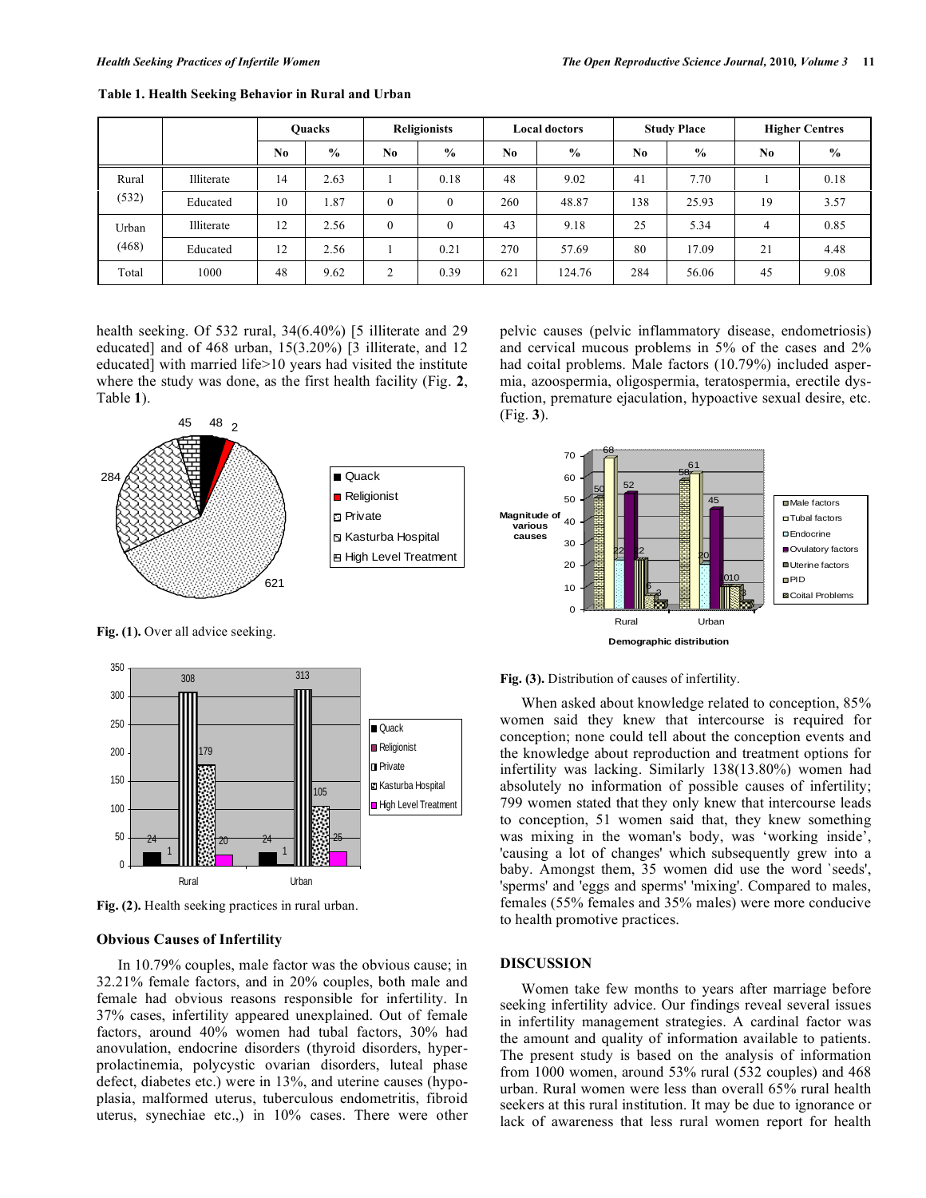**Table 1. Health Seeking Behavior in Rural and Urban**

| | | Quacks | | Religionists | | Local doctors | | Study Place | | Higher Centres | |
|---|---|---|---|---|---|---|---|---|---|---|---|
| | | No | % | No | % | No | % | No | % | No | % |
| Rural (532) | Illiterate | 14 | 2.63 | 1 | 0.18 | 48 | 9.02 | 41 | 7.70 | 1 | 0.18 |
| | Educated | 10 | 1.87 | 0 | 0 | 260 | 48.87 | 138 | 25.93 | 19 | 3.57 |
| Urban (468) | Illiterate | 12 | 2.56 | 0 | 0 | 43 | 9.18 | 25 | 5.34 | 4 | 0.85 |
| | Educated | 12 | 2.56 | 1 | 0.21 | 270 | 57.69 | 80 | 17.09 | 21 | 4.48 |
| Total | 1000 | 48 | 9.62 | 2 | 0.39 | 621 | 124.76 | 284 | 56.06 | 45 | 9.08 |

health seeking. Of 532 rural, 34(6.40%) [5 illiterate and 29 educated] and of 468 urban, 15(3.20%) [3 illiterate, and 12 educated] with married life>10 years had visited the institute where the study was done, as the first health facility (Fig. **2**, Table **1**).

**Fig. (1).** Over all advice seeking.

**Fig. (2).** Health seeking practices in rural urban.

### Obvious Causes of Infertility

In 10.79% couples, male factor was the obvious cause; in 32.21% female factors, and in 20% couples, both male and female had obvious reasons responsible for infertility. In 37% cases, infertility appeared unexplained. Out of female factors, around 40% women had tubal factors, 30% had anovulation, endocrine disorders (thyroid disorders, hyperprolactinemia, polycystic ovarian disorders, luteal phase defect, diabetes etc.) were in 13%, and uterine causes (hypoplasia, malformed uterus, tuberculous endometritis, fibroid uterus, synechiae etc.,) in 10% cases. There were other pelvic causes (pelvic inflammatory disease, endometriosis) and cervical mucous problems in 5% of the cases and 2% had coital problems. Male factors (10.79%) included aspermia, azoospermia, oligospermia, teratospermia, erectile dysfuction, premature ejaculation, hypoactive sexual desire, etc. (Fig. **3**).

**Fig. (3).** Distribution of causes of infertility.

When asked about knowledge related to conception, 85% women said they knew that intercourse is required for conception; none could tell about the conception events and the knowledge about reproduction and treatment options for infertility was lacking. Similarly 138(13.80%) women had absolutely no information of possible causes of infertility; 799 women stated that they only knew that intercourse leads to conception, 51 women said that, they knew something was mixing in the woman's body, was 'working inside', 'causing a lot of changes' which subsequently grew into a baby. Amongst them, 35 women did use the word `seeds', 'sperms' and 'eggs and sperms' 'mixing'. Compared to males, females (55% females and 35% males) were more conducive to health promotive practices.

## DISCUSSION

Women take few months to years after marriage before seeking infertility advice. Our findings reveal several issues in infertility management strategies. A cardinal factor was the amount and quality of information available to patients. The present study is based on the analysis of information from 1000 women, around 53% rural (532 couples) and 468 urban. Rural women were less than overall 65% rural health seekers at this rural institution. It may be due to ignorance or lack of awareness that less rural women report for health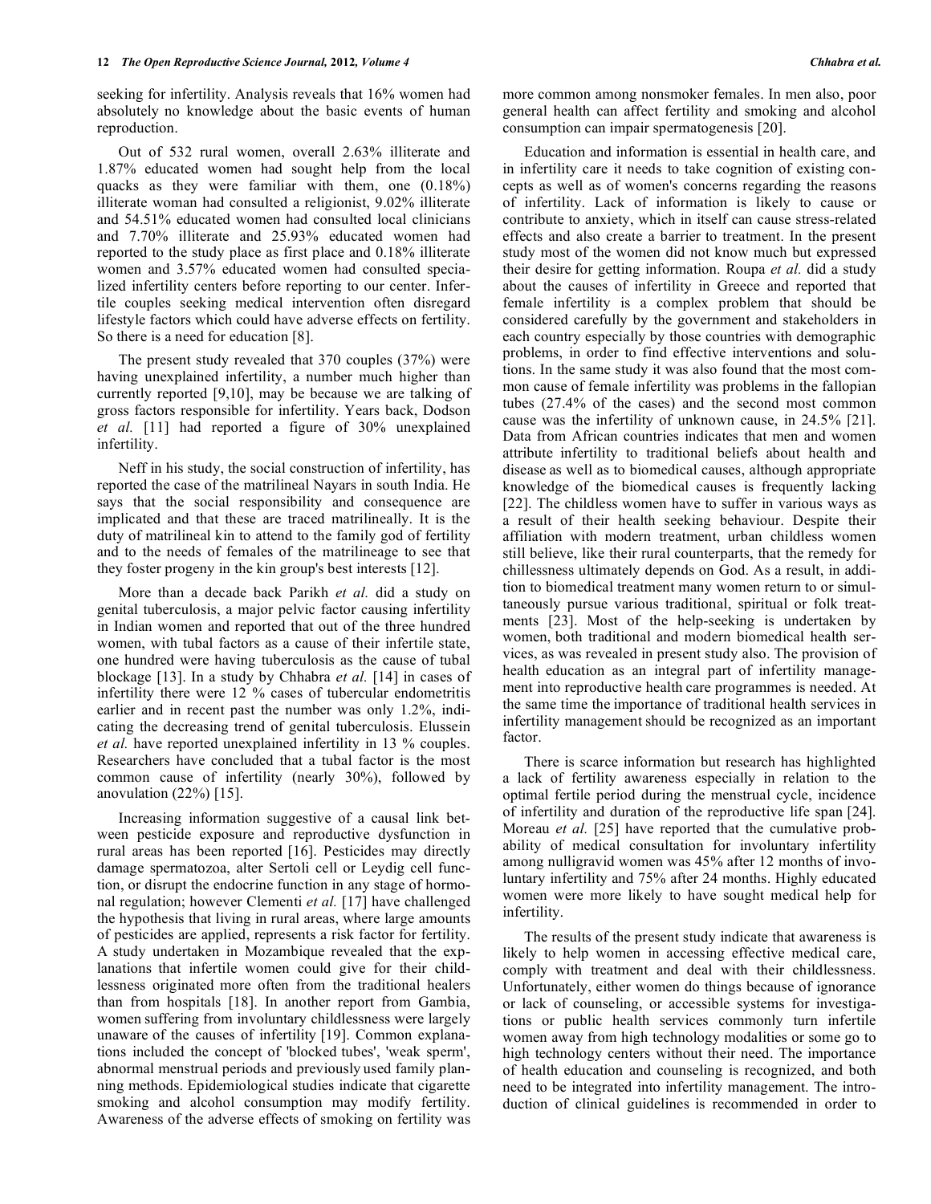seeking for infertility. Analysis reveals that 16% women had absolutely no knowledge about the basic events of human reproduction.

Out of 532 rural women, overall 2.63% illiterate and 1.87% educated women had sought help from the local quacks as they were familiar with them, one (0.18%) illiterate woman had consulted a religionist, 9.02% illiterate and 54.51% educated women had consulted local clinicians and 7.70% illiterate and 25.93% educated women had reported to the study place as first place and 0.18% illiterate women and 3.57% educated women had consulted specialized infertility centers before reporting to our center. Infertile couples seeking medical intervention often disregard lifestyle factors which could have adverse effects on fertility. So there is a need for education [8].

The present study revealed that 370 couples (37%) were having unexplained infertility, a number much higher than currently reported [9,10], may be because we are talking of gross factors responsible for infertility. Years back, Dodson *et al.* [11] had reported a figure of 30% unexplained infertility.

Neff in his study, the social construction of infertility, has reported the case of the matrilineal Nayars in south India. He says that the social responsibility and consequence are implicated and that these are traced matrilineally. It is the duty of matrilineal kin to attend to the family god of fertility and to the needs of females of the matrilineage to see that they foster progeny in the kin group's best interests [12].

More than a decade back Parikh *et al.* did a study on genital tuberculosis, a major pelvic factor causing infertility in Indian women and reported that out of the three hundred women, with tubal factors as a cause of their infertile state, one hundred were having tuberculosis as the cause of tubal blockage [13]. In a study by Chhabra *et al.* [14] in cases of infertility there were 12 % cases of tubercular endometritis earlier and in recent past the number was only 1.2%, indicating the decreasing trend of genital tuberculosis. Elussein *et al.* have reported unexplained infertility in 13 % couples. Researchers have concluded that a tubal factor is the most common cause of infertility (nearly 30%), followed by anovulation (22%) [15].

Increasing information suggestive of a causal link between pesticide exposure and reproductive dysfunction in rural areas has been reported [16]. Pesticides may directly damage spermatozoa, alter Sertoli cell or Leydig cell function, or disrupt the endocrine function in any stage of hormonal regulation; however Clementi *et al.* [17] have challenged the hypothesis that living in rural areas, where large amounts of pesticides are applied, represents a risk factor for fertility. A study undertaken in Mozambique revealed that the explanations that infertile women could give for their childlessness originated more often from the traditional healers than from hospitals [18]. In another report from Gambia, women suffering from involuntary childlessness were largely unaware of the causes of infertility [19]. Common explanations included the concept of 'blocked tubes', 'weak sperm', abnormal menstrual periods and previously used family planning methods. Epidemiological studies indicate that cigarette smoking and alcohol consumption may modify fertility. Awareness of the adverse effects of smoking on fertility was more common among nonsmoker females. In men also, poor general health can affect fertility and smoking and alcohol consumption can impair spermatogenesis [20].

Education and information is essential in health care, and in infertility care it needs to take cognition of existing concepts as well as of women's concerns regarding the reasons of infertility. Lack of information is likely to cause or contribute to anxiety, which in itself can cause stress-related effects and also create a barrier to treatment. In the present study most of the women did not know much but expressed their desire for getting information. Roupa *et al.* did a study about the causes of infertility in Greece and reported that female infertility is a complex problem that should be considered carefully by the government and stakeholders in each country especially by those countries with demographic problems, in order to find effective interventions and solutions. In the same study it was also found that the most common cause of female infertility was problems in the fallopian tubes (27.4% of the cases) and the second most common cause was the infertility of unknown cause, in 24.5% [21]. Data from African countries indicates that men and women attribute infertility to traditional beliefs about health and disease as well as to biomedical causes, although appropriate knowledge of the biomedical causes is frequently lacking [22]. The childless women have to suffer in various ways as a result of their health seeking behaviour. Despite their affiliation with modern treatment, urban childless women still believe, like their rural counterparts, that the remedy for chillessness ultimately depends on God. As a result, in addition to biomedical treatment many women return to or simultaneously pursue various traditional, spiritual or folk treatments [23]. Most of the help-seeking is undertaken by women, both traditional and modern biomedical health services, as was revealed in present study also. The provision of health education as an integral part of infertility management into reproductive health care programmes is needed. At the same time the importance of traditional health services in infertility management should be recognized as an important factor.

There is scarce information but research has highlighted a lack of fertility awareness especially in relation to the optimal fertile period during the menstrual cycle, incidence of infertility and duration of the reproductive life span [24]. Moreau *et al.* [25] have reported that the cumulative probability of medical consultation for involuntary infertility among nulligravid women was 45% after 12 months of involuntary infertility and 75% after 24 months. Highly educated women were more likely to have sought medical help for infertility.

The results of the present study indicate that awareness is likely to help women in accessing effective medical care, comply with treatment and deal with their childlessness. Unfortunately, either women do things because of ignorance or lack of counseling, or accessible systems for investigations or public health services commonly turn infertile women away from high technology modalities or some go to high technology centers without their need. The importance of health education and counseling is recognized, and both need to be integrated into infertility management. The introduction of clinical guidelines is recommended in order to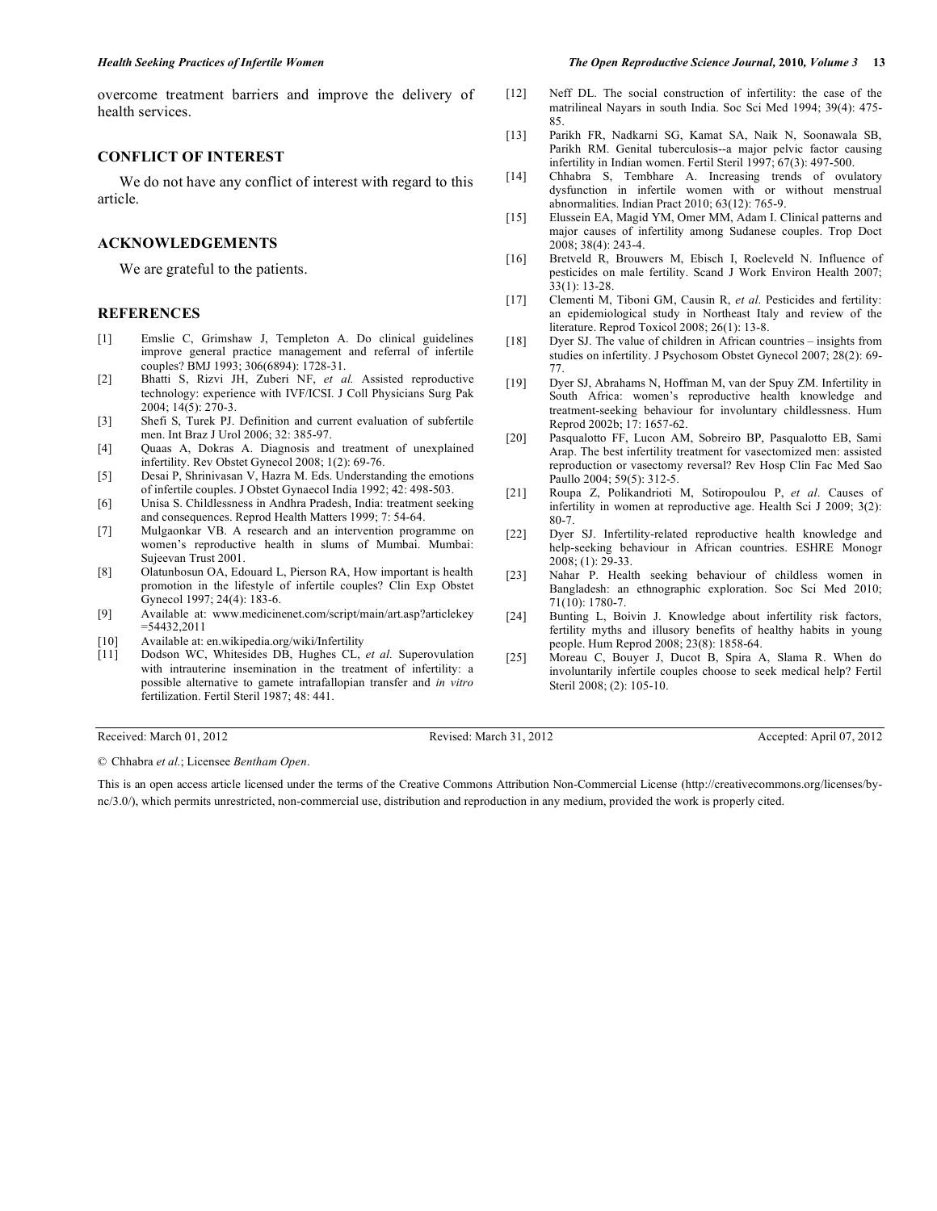overcome treatment barriers and improve the delivery of health services.

## CONFLICT OF INTEREST

We do not have any conflict of interest with regard to this article.

## ACKNOWLEDGEMENTS

We are grateful to the patients.

## REFERENCES

[1] Emslie C, Grimshaw J, Templeton A. Do clinical guidelines improve general practice management and referral of infertile couples? BMJ 1993; 306(6894): 1728-31.

[2] Bhatti S, Rizvi JH, Zuberi NF, *et al.* Assisted reproductive technology: experience with IVF/ICSI. J Coll Physicians Surg Pak 2004; 14(5): 270-3.

[3] Shefi S, Turek PJ. Definition and current evaluation of subfertile men. Int Braz J Urol 2006; 32: 385-97.

[4] Quaas A, Dokras A. Diagnosis and treatment of unexplained infertility. Rev Obstet Gynecol 2008; 1(2): 69-76.

[5] Desai P, Shrinivasan V, Hazra M. Eds. Understanding the emotions of infertile couples. J Obstet Gynaecol India 1992; 42: 498-503.

[6] Unisa S. Childlessness in Andhra Pradesh, India: treatment seeking and consequences. Reprod Health Matters 1999; 7: 54-64.

[7] Mulgaonkar VB. A research and an intervention programme on women's reproductive health in slums of Mumbai. Mumbai: Sujeevan Trust 2001.

[8] Olatunbosun OA, Edouard L, Pierson RA, How important is health promotion in the lifestyle of infertile couples? Clin Exp Obstet Gynecol 1997; 24(4): 183-6.

[9] Available at: www.medicinenet.com/script/main/art.asp?articlekey =54432,2011

[10] Available at: en.wikipedia.org/wiki/Infertility

[11] Dodson WC, Whitesides DB, Hughes CL, *et al.* Superovulation with intrauterine insemination in the treatment of infertility: a possible alternative to gamete intrafallopian transfer and *in vitro* fertilization. Fertil Steril 1987; 48: 441.

[12] Neff DL. The social construction of infertility: the case of the matrilineal Nayars in south India. Soc Sci Med 1994; 39(4): 475-85.

[13] Parikh FR, Nadkarni SG, Kamat SA, Naik N, Soonawala SB, Parikh RM. Genital tuberculosis--a major pelvic factor causing infertility in Indian women. Fertil Steril 1997; 67(3): 497-500.

[14] Chhabra S, Tembhare A. Increasing trends of ovulatory dysfunction in infertile women with or without menstrual abnormalities. Indian Pract 2010; 63(12): 765-9.

[15] Elussein EA, Magid YM, Omer MM, Adam I. Clinical patterns and major causes of infertility among Sudanese couples. Trop Doct 2008; 38(4): 243-4.

[16] Bretveld R, Brouwers M, Ebisch I, Roeleveld N. Influence of pesticides on male fertility. Scand J Work Environ Health 2007; 33(1): 13-28.

[17] Clementi M, Tiboni GM, Causin R, *et al*. Pesticides and fertility: an epidemiological study in Northeast Italy and review of the literature. Reprod Toxicol 2008; 26(1): 13-8.

[18] Dyer SJ. The value of children in African countries – insights from studies on infertility. J Psychosom Obstet Gynecol 2007; 28(2): 69-77.

[19] Dyer SJ, Abrahams N, Hoffman M, van der Spuy ZM. Infertility in South Africa: women's reproductive health knowledge and treatment-seeking behaviour for involuntary childlessness. Hum Reprod 2002b; 17: 1657-62.

[20] Pasqualotto FF, Lucon AM, Sobreiro BP, Pasqualotto EB, Sami Arap. The best infertility treatment for vasectomized men: assisted reproduction or vasectomy reversal? Rev Hosp Clin Fac Med Sao Paullo 2004; 59(5): 312-5.

[21] Roupa Z, Polikandrioti M, Sotiropoulou P, *et al*. Causes of infertility in women at reproductive age. Health Sci J 2009; 3(2): 80-7.

[22] Dyer SJ. Infertility-related reproductive health knowledge and help-seeking behaviour in African countries. ESHRE Monogr 2008; (1): 29-33.

[23] Nahar P. Health seeking behaviour of childless women in Bangladesh: an ethnographic exploration. Soc Sci Med 2010; 71(10): 1780-7.

[24] Bunting L, Boivin J. Knowledge about infertility risk factors, fertility myths and illusory benefits of healthy habits in young people. Hum Reprod 2008; 23(8): 1858-64.

[25] Moreau C, Bouyer J, Ducot B, Spira A, Slama R. When do involuntarily infertile couples choose to seek medical help? Fertil Steril 2008; (2): 105-10.

Received: March 01, 2012 Revised: March 31, 2012 Accepted: April 07, 2012

© Chhabra *et al.*; Licensee *Bentham Open*.

This is an open access article licensed under the terms of the Creative Commons Attribution Non-Commercial License (http://creativecommons.org/licenses/by-nc/3.0/), which permits unrestricted, non-commercial use, distribution and reproduction in any medium, provided the work is properly cited.